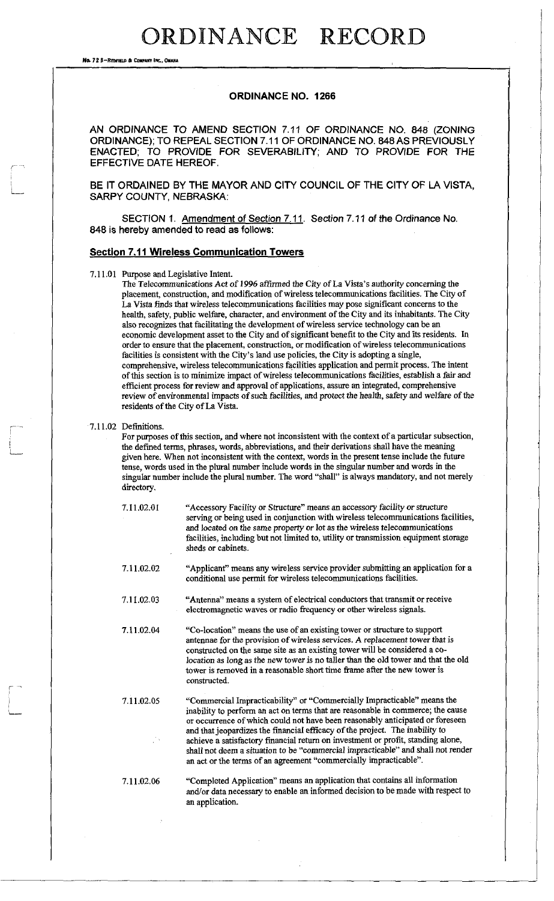# ORDINANCE RECORD

## ORDINANCE NO. 1266

AN ORDINANCE TO AMEND SECTION 7.11 OF ORDINANCE NO. 848 (ZONING ORDINANCE); TO REPEAL SECTION 7.11 OF ORDINANCE NO. 848 AS PREVIOUSLY ENACTED; TO PROVIDE FOR SEVERABILITY; AND TO PROVIDE FOR THE EFFECTIVE DATE HEREOF.

BE IT ORDAINED BY THE MAYOR AND CITY COUNCIL OF THE CITY OF LA VISTA, SARPY COUNTY, NEBRASKA:

SECTION 1. Amendment of Section 7.11. Section 7.11 of the Ordinance No. 848 is hereby amended to read as follows:

### Section 7.11 Wireless Communication Towers

7.11.01 Purpose and Legislative Intent.

The Telecommunications Act of 1996 affirmed the City of La Vista's authority concerning the placement, construction, and modification of wireless telecommunications facilities. The City of La Vista finds that wireless telecommunications facilities may pose significant concerns to the health, safety, public welfare, character, and environment of the City and its inhabitants. The City also recognizes that facilitating the development of wireless service technology can be an economic development asset to the City and of significant benefit to the City and its residents. In order to ensure that the placement, construction, or modification of wireless telecommunications facilities is consistent with the City's land use policies, the City is adopting a single, comprehensive, wireless telecommunications facilities application and permit process. The intent of this section is to minimize impact of wireless telecommunications facilities, establish a fair and efficient process for review and approval of applications, assure an integrated, comprehensive review of environmental impacts of such facilities, and protect the health, safety and welfare of the residents of the City of La Vista.

7.11.02 Definitions.

For purposes of this section, and where not inconsistent with the context of a particular subsection, the defined terms, phrases, words, abbreviations, and their derivations shall have the meaning given here. When not inconsistent with the context, words in the present tense include the future tense, words used in the plural number include words in the singular number and words in the singular number include the plural number. The word "shall" is always mandatory, and not merely directory.

7.11.02.01 "Accessory Facility or Structure" means an accessory facility or structure serving or being used in conjunction with wireless telecommunications facilities, and located on the same property or lot as the wireless telecommunications facilities, including but not limited to, utility or transmission equipment storage sheds or cabinets.

7.11.02.02 "Applicant" means any wireless service provider submitting an application for a conditional use permit for wireless telecommunications facilities.

7.11.02.03 "Antenna" means a system of electrical conductors that transmit or receive electromagnetic waves or radio frequency or other wireless signals.

7.11.02.04 "Co-location" means the use of an existing tower or structure to support antennae for the provision of wireless services. A replacement tower that is constructed on the same site as an existing tower will be considered a co-location as long as the new tower is no taller than the old tower and that the old tower is removed in a reasonable short time frame after the new tower is constructed.

7.11.02.05 "Commercial Impracticability" or "Commercially Impracticable" means the inability to perform an act on terms that are reasonable in commerce; the cause or occurrence of which could not have been reasonably anticipated or foreseen and that jeopardizes the financial efficacy of the project. The inability to achieve a satisfactory financial return on investment or profit, standing alone, shall not deem a situation to be "commercial impracticable" and shall not render an act or the terms of an agreement "commercially impracticable".

7.11.02.06 "Completed Application" means an application that contains all information and/or data necessary to enable an informed decision to be made with respect to an application.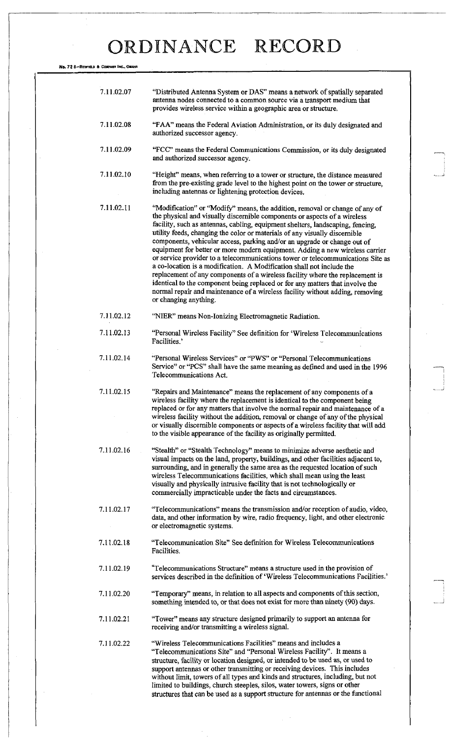7.11.02.07 "Distributed Antenna System or DAS" means a network of spatially separated antenna nodes connected to a common source via a transport medium that provides wireless service within a geographic area or structure.

7.11.02.08 "FAA" means the Federal Aviation Administration, or its duly designated and authorized successor agency.

7.11.02.09 "FCC" means the Federal Communications Commission, or its duly designated and authorized successor agency.

7.11.02.10 "Height" means, when referring to a tower or structure, the distance measured from the pre-existing grade level to the highest point on the tower or structure, including antennas or lightening protection devices.

7.11.02.11 "Modification" or "Modify" means, the addition, removal or change of any of the physical and visually discernible components or aspects of a wireless facility, such as antennas, cabling, equipment shelters, landscaping, fencing, utility feeds, changing the color or materials of any visually discernible components, vehicular access, parking and/or an upgrade or change out of equipment for better or more modern equipment. Adding a new wireless carrier or service provider to a telecommunications tower or telecommunications Site as a co-location is a modification. A Modification shall not include the replacement of any components of a wireless facility where the replacement is identical to the component being replaced or for any matters that involve the normal repair and maintenance of a wireless facility without adding, removing or changing anything.

7.11.02.12 "NIER" means Non-Ionizing Electromagnetic Radiation.

7.11.02.13 "Personal Wireless Facility" See definition for 'Wireless Telecommunications Facilities.'

7.11.02.14 "Personal Wireless Services" or "PWS" or "Personal Telecommunications Service" or "PCS" shall have the same meaning as defined and used in the 1996 Telecommunications Act.

7.11.02.15 "Repairs and Maintenance" means the replacement of any components of a wireless facility where the replacement is identical to the component being replaced or for any matters that involve the normal repair and maintenance of a wireless facility without the addition, removal or change of any of the physical or visually discernible components or aspects of a wireless facility that will add to the visible appearance of the facility as originally permitted.

7.11.02.16 "Stealth" or "Stealth Technology" means to minimize adverse aesthetic and visual impacts on the land, property, buildings, and other facilities adjacent to, surrounding, and in generally the same area as the requested location of such wireless Telecommunications facilities, which shall mean using the least visually and physically intrusive facility that is not technologically or commercially impracticable under the facts and circumstances.

7.11.02.17 "Telecommunications" means the transmission and/or reception of audio, video, data, and other information by wire, radio frequency, light, and other electronic or electromagnetic systems.

7.11.02.18 "Telecommunication Site" See definition for Wireless Telecommunications Facilities.

7.11.02.19 "Telecommunications Structure" means a structure used in the provision of services described in the definition of 'Wireless Telecommunications Facilities.'

7.11.02.20 "Temporary" means, in relation to all aspects and components of this section, something intended to, or that does not exist for more than ninety (90) days.

7.11.02.21 "Tower" means any structure designed primarily to support an antenna for receiving and/or transmitting a wireless signal.

7.11.02.22 "Wireless Telecommunications Facilities" means and includes a "Telecommunications Site" and "Personal Wireless Facility". It means a structure, facility or location designed, or intended to be used as, or used to support antennas or other transmitting or receiving devices. This includes without limit, towers of all types and kinds and structures, including, but not limited to buildings, church steeples, silos, water towers, signs or other structures that can be used as a support structure for antennas or the functional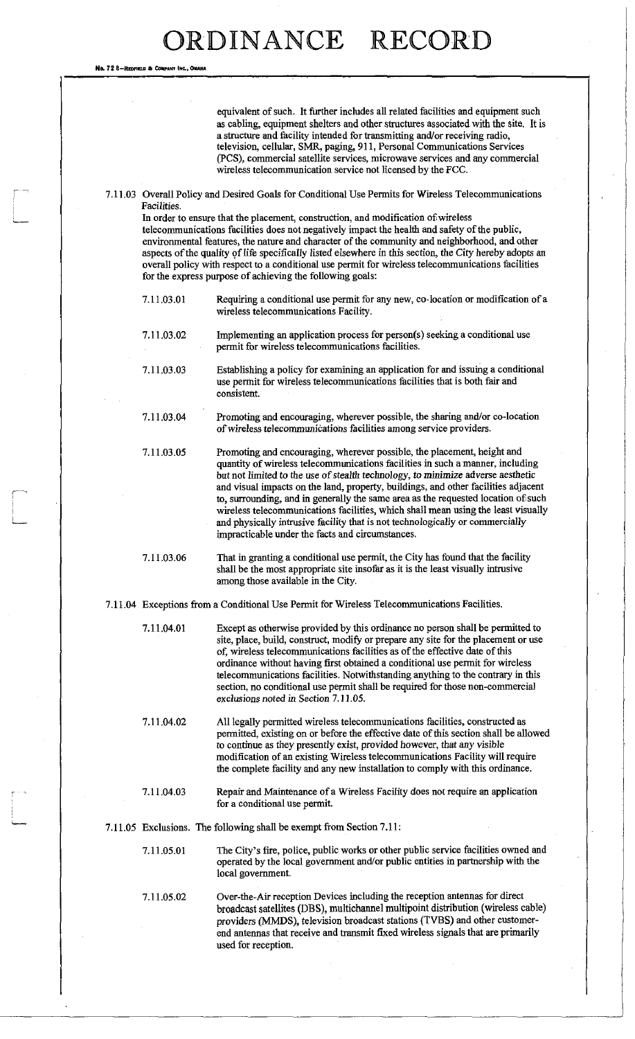equivalent of such. It further includes all related facilities and equipment such as cabling, equipment shelters and other structures associated with the site. It is a structure and facility intended for transmitting and/or receiving radio, television, cellular, SMR, paging, 911, Personal Communications Services (PCS), commercial satellite services, microwave services and any commercial wireless telecommunication service not licensed by the FCC.

7.11.03 Overall Policy and Desired Goals for Conditional Use Permits for Wireless Telecommunications Facilities.

In order to ensure that the placement, construction, and modification of wireless telecommunications facilities does not negatively impact the health and safety of the public, environmental features, the nature and character of the community and neighborhood, and other aspects of the quality of life specifically listed elsewhere in this section, the City hereby adopts an overall policy with respect to a conditional use permit for wireless telecommunications facilities for the express purpose of achieving the following goals:

7.11.03.01 Requiring a conditional use permit for any new, co-location or modification of a wireless telecommunications Facility.

7.11.03.02 Implementing an application process for person(s) seeking a conditional use permit for wireless telecommunications facilities.

7.11.03.03 Establishing a policy for examining an application for and issuing a conditional use permit for wireless telecommunications facilities that is both fair and consistent.

7.11.03.04 Promoting and encouraging, wherever possible, the sharing and/or co-location of wireless telecommunications facilities among service providers.

7.11.03.05 Promoting and encouraging, wherever possible, the placement, height and quantity of wireless telecommunications facilities in such a manner, including but not limited to the use of stealth technology, to minimize adverse aesthetic and visual impacts on the land, property, buildings, and other facilities adjacent to, surrounding, and in generally the same area as the requested location of such wireless telecommunications facilities, which shall mean using the least visually and physically intrusive facility that is not technologically or commercially impracticable under the facts and circumstances.

7.11.03.06 That in granting a conditional use permit, the City has found that the facility shall be the most appropriate site insofar as it is the least visually intrusive among those available in the City.

7.11.04 Exceptions from a Conditional Use Permit for Wireless Telecommunications Facilities.

7.11.04.01 Except as otherwise provided by this ordinance no person shall be permitted to site, place, build, construct, modify or prepare any site for the placement or use of, wireless telecommunications facilities as of the effective date of this ordinance without having first obtained a conditional use permit for wireless telecommunications facilities. Notwithstanding anything to the contrary in this section, no conditional use permit shall be required for those non-commercial exclusions noted in Section 7.11.05.

7.11.04.02 All legally permitted wireless telecommunications facilities, constructed as permitted, existing on or before the effective date of this section shall be allowed to continue as they presently exist, provided however, that any visible modification of an existing Wireless telecommunications Facility will require the complete facility and any new installation to comply with this ordinance.

7.11.04.03 Repair and Maintenance of a Wireless Facility does not require an application for a conditional use permit.

7.11.05 Exclusions. The following shall be exempt from Section 7.11:

7.11.05.01 The City's fire, police, public works or other public service facilities owned and operated by the local government and/or public entities in partnership with the local government.

7.11.05.02 Over-the-Air reception Devices including the reception antennas for direct broadcast satellites (DBS), multichannel multipoint distribution (wireless cable) providers (MMDS), television broadcast stations (TVBS) and other customer-end antennas that receive and transmit fixed wireless signals that are primarily used for reception.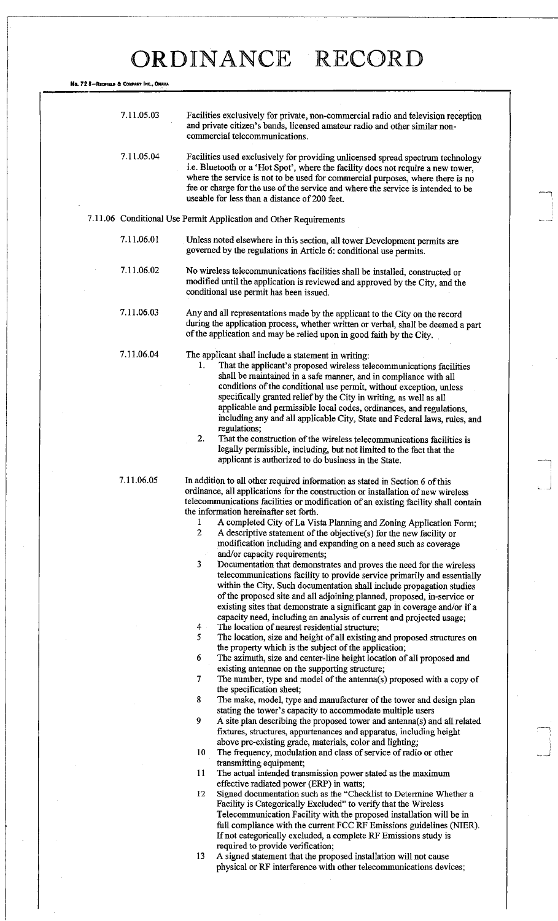7.11.05.03 Facilities exclusively for private, non-commercial radio and television reception and private citizen's bands, licensed amateur radio and other similar non-commercial telecommunications.

7.11.05.04 Facilities used exclusively for providing unlicensed spread spectrum technology i.e. Bluetooth or a 'Hot Spot', where the facility does not require a new tower, where the service is not to be used for commercial purposes, where there is no fee or charge for the use of the service and where the service is intended to be useable for less than a distance of 200 feet.

7.11.06 Conditional Use Permit Application and Other Requirements

7.11.06.01 Unless noted elsewhere in this section, all tower Development permits are governed by the regulations in Article 6: conditional use permits.

7.11.06.02 No wireless telecommunications facilities shall be installed, constructed or modified until the application is reviewed and approved by the City, and the conditional use permit has been issued.

7.11.06.03 Any and all representations made by the applicant to the City on the record during the application process, whether written or verbal, shall be deemed a part of the application and may be relied upon in good faith by the City.

7.11.06.04 The applicant shall include a statement in writing:

1. That the applicant's proposed wireless telecommunications facilities shall be maintained in a safe manner, and in compliance with all conditions of the conditional use permit, without exception, unless specifically granted relief by the City in writing, as well as all applicable and permissible local codes, ordinances, and regulations, including any and all applicable City, State and Federal laws, rules, and regulations;
2. That the construction of the wireless telecommunications facilities is legally permissible, including, but not limited to the fact that the applicant is authorized to do business in the State.

7.11.06.05 In addition to all other required information as stated in Section 6 of this ordinance, all applications for the construction or installation of new wireless telecommunications facilities or modification of an existing facility shall contain the information hereinafter set forth.

1. A completed City of La Vista Planning and Zoning Application Form;
2. A descriptive statement of the objective(s) for the new facility or modification including and expanding on a need such as coverage and/or capacity requirements;
3. Documentation that demonstrates and proves the need for the wireless telecommunications facility to provide service primarily and essentially within the City. Such documentation shall include propagation studies of the proposed site and all adjoining planned, proposed, in-service or existing sites that demonstrate a significant gap in coverage and/or if a capacity need, including an analysis of current and projected usage;
4. The location of nearest residential structure;
5. The location, size and height of all existing and proposed structures on the property which is the subject of the application;
6. The azimuth, size and center-line height location of all proposed and existing antennae on the supporting structure;
7. The number, type and model of the antenna(s) proposed with a copy of the specification sheet;
8. The make, model, type and manufacturer of the tower and design plan stating the tower's capacity to accommodate multiple users
9. A site plan describing the proposed tower and antenna(s) and all related fixtures, structures, appurtenances and apparatus, including height above pre-existing grade, materials, color and lighting;
10. The frequency, modulation and class of service of radio or other transmitting equipment;
11. The actual intended transmission power stated as the maximum effective radiated power (ERP) in watts;
12. Signed documentation such as the "Checklist to Determine Whether a Facility is Categorically Excluded" to verify that the Wireless Telecommunication Facility with the proposed installation will be in full compliance with the current FCC RF Emissions guidelines (NIER). If not categorically excluded, a complete RF Emissions study is required to provide verification;
13. A signed statement that the proposed installation will not cause physical or RF interference with other telecommunications devices;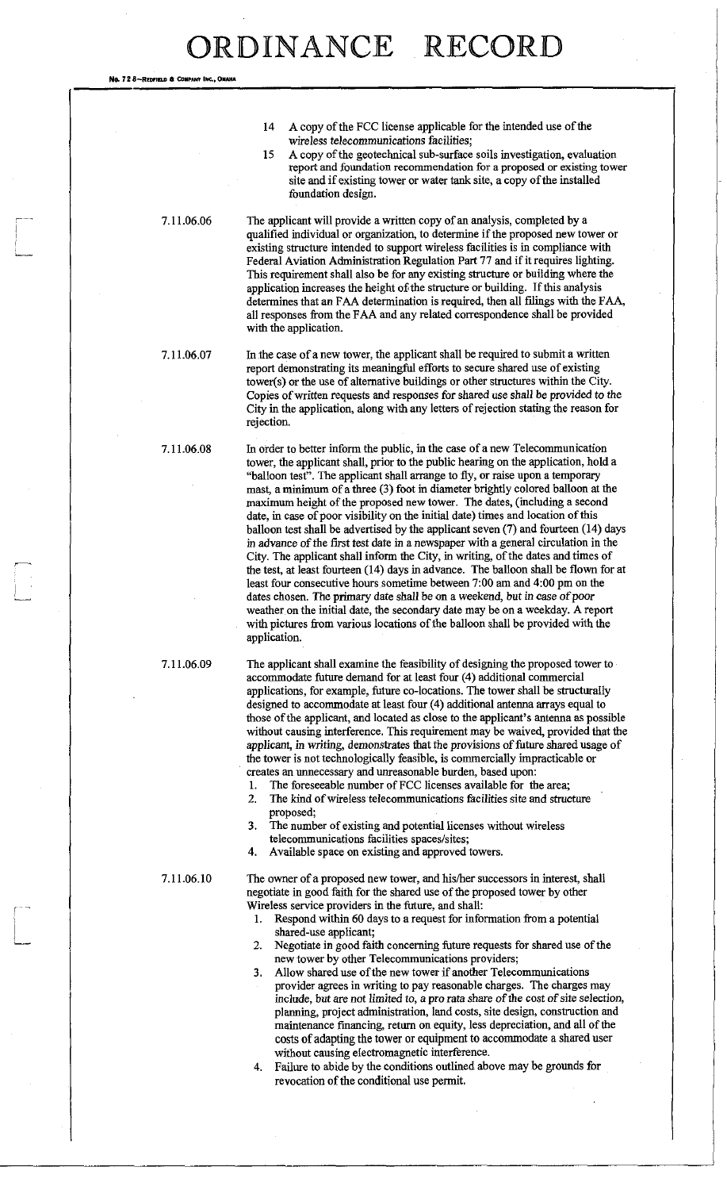14 A copy of the FCC license applicable for the intended use of the wireless telecommunications facilities;

15 A copy of the geotechnical sub-surface soils investigation, evaluation report and foundation recommendation for a proposed or existing tower site and if existing tower or water tank site, a copy of the installed foundation design.

7.11.06.06 The applicant will provide a written copy of an analysis, completed by a qualified individual or organization, to determine if the proposed new tower or existing structure intended to support wireless facilities is in compliance with Federal Aviation Administration Regulation Part 77 and if it requires lighting. This requirement shall also be for any existing structure or building where the application increases the height of the structure or building. If this analysis determines that an FAA determination is required, then all filings with the FAA, all responses from the FAA and any related correspondence shall be provided with the application.

7.11.06.07 In the case of a new tower, the applicant shall be required to submit a written report demonstrating its meaningful efforts to secure shared use of existing tower(s) or the use of alternative buildings or other structures within the City. Copies of written requests and responses for shared use shall be provided to the City in the application, along with any letters of rejection stating the reason for rejection.

7.11.06.08 In order to better inform the public, in the case of a new Telecommunication tower, the applicant shall, prior to the public hearing on the application, hold a "balloon test". The applicant shall arrange to fly, or raise upon a temporary mast, a minimum of a three (3) foot in diameter brightly colored balloon at the maximum height of the proposed new tower. The dates, (including a second date, in case of poor visibility on the initial date) times and location of this balloon test shall be advertised by the applicant seven (7) and fourteen (14) days in advance of the first test date in a newspaper with a general circulation in the City. The applicant shall inform the City, in writing, of the dates and times of the test, at least fourteen (14) days in advance. The balloon shall be flown for at least four consecutive hours sometime between 7:00 am and 4:00 pm on the dates chosen. The primary date shall be on a weekend, but in case of poor weather on the initial date, the secondary date may be on a weekday. A report with pictures from various locations of the balloon shall be provided with the application.

7.11.06.09 The applicant shall examine the feasibility of designing the proposed tower to accommodate future demand for at least four (4) additional commercial applications, for example, future co-locations. The tower shall be structurally designed to accommodate at least four (4) additional antenna arrays equal to those of the applicant, and located as close to the applicant's antenna as possible without causing interference. This requirement may be waived, provided that the applicant, in writing, demonstrates that the provisions of future shared usage of the tower is not technologically feasible, is commercially impracticable or creates an unnecessary and unreasonable burden, based upon:

1. The foreseeable number of FCC licenses available for the area;
2. The kind of wireless telecommunications facilities site and structure proposed;
3. The number of existing and potential licenses without wireless telecommunications facilities spaces/sites;
4. Available space on existing and approved towers.

7.11.06.10 The owner of a proposed new tower, and his/her successors in interest, shall negotiate in good faith for the shared use of the proposed tower by other Wireless service providers in the future, and shall:

1. Respond within 60 days to a request for information from a potential shared-use applicant;
2. Negotiate in good faith concerning future requests for shared use of the new tower by other Telecommunications providers;
3. Allow shared use of the new tower if another Telecommunications provider agrees in writing to pay reasonable charges. The charges may include, but are not limited to, a pro rata share of the cost of site selection, planning, project administration, land costs, site design, construction and maintenance financing, return on equity, less depreciation, and all of the costs of adapting the tower or equipment to accommodate a shared user without causing electromagnetic interference.
4. Failure to abide by the conditions outlined above may be grounds for revocation of the conditional use permit.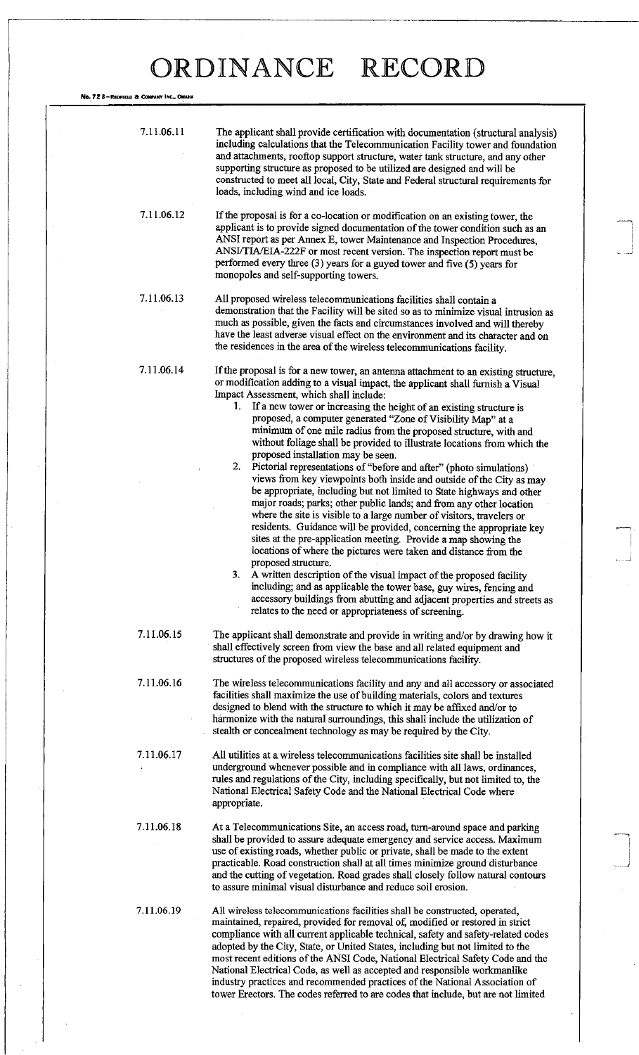7.11.06.11 The applicant shall provide certification with documentation (structural analysis) including calculations that the Telecommunication Facility tower and foundation and attachments, rooftop support structure, water tank structure, and any other supporting structure as proposed to be utilized are designed and will be constructed to meet all local, City, State and Federal structural requirements for loads, including wind and ice loads.

7.11.06.12 If the proposal is for a co-location or modification on an existing tower, the applicant is to provide signed documentation of the tower condition such as an ANSI report as per Annex E, tower Maintenance and Inspection Procedures, ANSI/TIA/EIA-222F or most recent version. The inspection report must be performed every three (3) years for a guyed tower and five (5) years for monopoles and self-supporting towers.

7.11.06.13 All proposed wireless telecommunications facilities shall contain a demonstration that the Facility will be sited so as to minimize visual intrusion as much as possible, given the facts and circumstances involved and will thereby have the least adverse visual effect on the environment and its character and on the residences in the area of the wireless telecommunications facility.

7.11.06.14 If the proposal is for a new tower, an antenna attachment to an existing structure, or modification adding to a visual impact, the applicant shall furnish a Visual Impact Assessment, which shall include:

1. If a new tower or increasing the height of an existing structure is proposed, a computer generated "Zone of Visibility Map" at a minimum of one mile radius from the proposed structure, with and without foliage shall be provided to illustrate locations from which the proposed installation may be seen.
2. Pictorial representations of "before and after" (photo simulations) views from key viewpoints both inside and outside of the City as may be appropriate, including but not limited to State highways and other major roads; parks; other public lands; and from any other location where the site is visible to a large number of visitors, travelers or residents. Guidance will be provided, concerning the appropriate key sites at the pre-application meeting. Provide a map showing the locations of where the pictures were taken and distance from the proposed structure.
3. A written description of the visual impact of the proposed facility including; and as applicable the tower base, guy wires, fencing and accessory buildings from abutting and adjacent properties and streets as relates to the need or appropriateness of screening.

7.11.06.15 The applicant shall demonstrate and provide in writing and/or by drawing how it shall effectively screen from view the base and all related equipment and structures of the proposed wireless telecommunications facility.

7.11.06.16 The wireless telecommunications facility and any and all accessory or associated facilities shall maximize the use of building materials, colors and textures designed to blend with the structure to which it may be affixed and/or to harmonize with the natural surroundings, this shall include the utilization of stealth or concealment technology as may be required by the City.

7.11.06.17 All utilities at a wireless telecommunications facilities site shall be installed underground whenever possible and in compliance with all laws, ordinances, rules and regulations of the City, including specifically, but not limited to, the National Electrical Safety Code and the National Electrical Code where appropriate.

7.11.06.18 At a Telecommunications Site, an access road, turn-around space and parking shall be provided to assure adequate emergency and service access. Maximum use of existing roads, whether public or private, shall be made to the extent practicable. Road construction shall at all times minimize ground disturbance and the cutting of vegetation. Road grades shall closely follow natural contours to assure minimal visual disturbance and reduce soil erosion.

7.11.06.19 All wireless telecommunications facilities shall be constructed, operated, maintained, repaired, provided for removal of, modified or restored in strict compliance with all current applicable technical, safety and safety-related codes adopted by the City, State, or United States, including but not limited to the most recent editions of the ANSI Code, National Electrical Safety Code and the National Electrical Code, as well as accepted and responsible workmanlike industry practices and recommended practices of the National Association of tower Erectors. The codes referred to are codes that include, but are not limited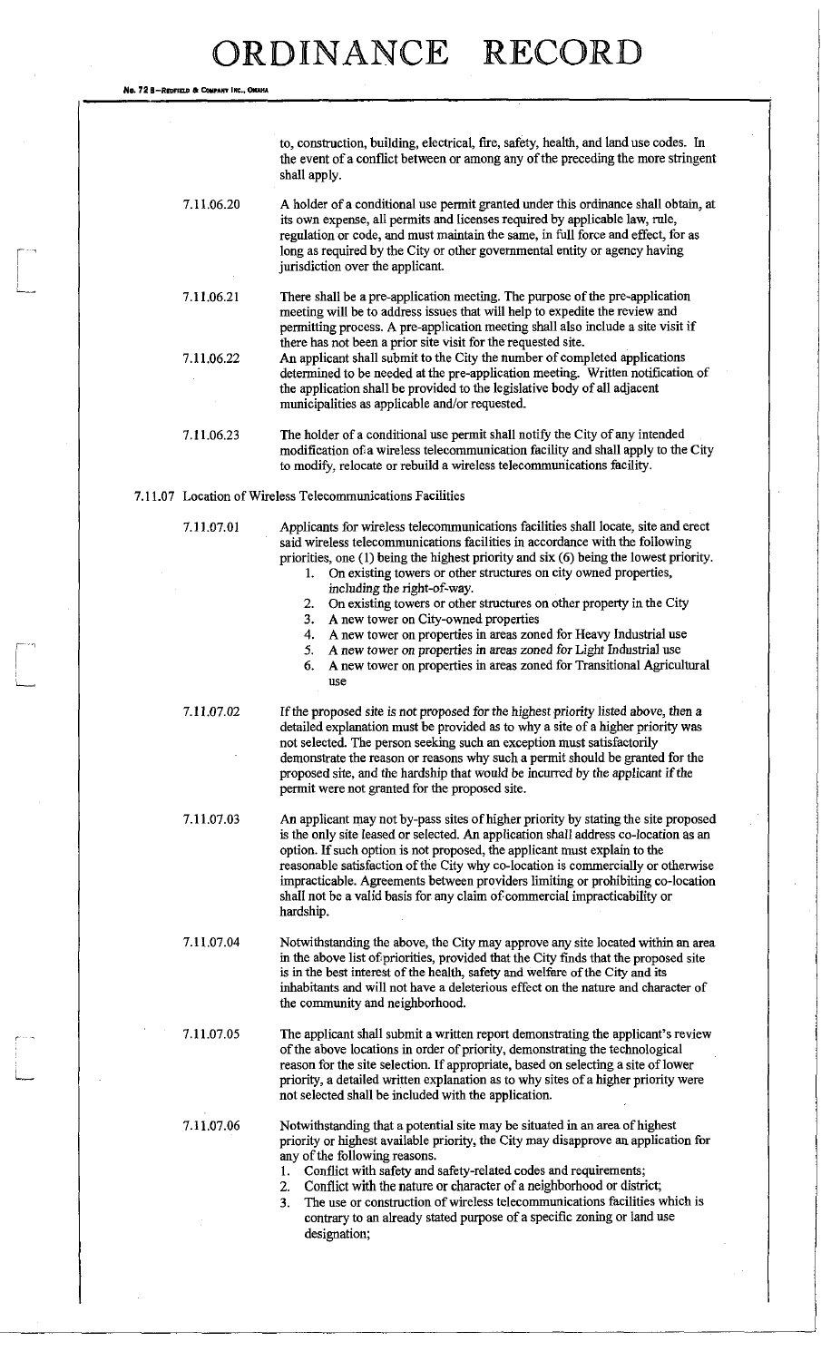to, construction, building, electrical, fire, safety, health, and land use codes. In the event of a conflict between or among any of the preceding the more stringent shall apply.

7.11.06.20 A holder of a conditional use permit granted under this ordinance shall obtain, at its own expense, all permits and licenses required by applicable law, rule, regulation or code, and must maintain the same, in full force and effect, for as long as required by the City or other governmental entity or agency having jurisdiction over the applicant.

7.11.06.21 There shall be a pre-application meeting. The purpose of the pre-application meeting will be to address issues that will help to expedite the review and permitting process. A pre-application meeting shall also include a site visit if there has not been a prior site visit for the requested site.

7.11.06.22 An applicant shall submit to the City the number of completed applications determined to be needed at the pre-application meeting. Written notification of the application shall be provided to the legislative body of all adjacent municipalities as applicable and/or requested.

7.11.06.23 The holder of a conditional use permit shall notify the City of any intended modification of a wireless telecommunication facility and shall apply to the City to modify, relocate or rebuild a wireless telecommunications facility.

## 7.11.07 Location of Wireless Telecommunications Facilities

7.11.07.01 Applicants for wireless telecommunications facilities shall locate, site and erect said wireless telecommunications facilities in accordance with the following priorities, one (1) being the highest priority and six (6) being the lowest priority.

1. On existing towers or other structures on city owned properties, including the right-of-way.
2. On existing towers or other structures on other property in the City
3. A new tower on City-owned properties
4. A new tower on properties in areas zoned for Heavy Industrial use
5. A new tower on properties in areas zoned for Light Industrial use
6. A new tower on properties in areas zoned for Transitional Agricultural use

7.11.07.02 If the proposed site is not proposed for the highest priority listed above, then a detailed explanation must be provided as to why a site of a higher priority was not selected. The person seeking such an exception must satisfactorily demonstrate the reason or reasons why such a permit should be granted for the proposed site, and the hardship that would be incurred by the applicant if the permit were not granted for the proposed site.

7.11.07.03 An applicant may not by-pass sites of higher priority by stating the site proposed is the only site leased or selected. An application shall address co-location as an option. If such option is not proposed, the applicant must explain to the reasonable satisfaction of the City why co-location is commercially or otherwise impracticable. Agreements between providers limiting or prohibiting co-location shall not be a valid basis for any claim of commercial impracticability or hardship.

7.11.07.04 Notwithstanding the above, the City may approve any site located within an area in the above list of priorities, provided that the City finds that the proposed site is in the best interest of the health, safety and welfare of the City and its inhabitants and will not have a deleterious effect on the nature and character of the community and neighborhood.

7.11.07.05 The applicant shall submit a written report demonstrating the applicant's review of the above locations in order of priority, demonstrating the technological reason for the site selection. If appropriate, based on selecting a site of lower priority, a detailed written explanation as to why sites of a higher priority were not selected shall be included with the application.

7.11.07.06 Notwithstanding that a potential site may be situated in an area of highest priority or highest available priority, the City may disapprove an application for any of the following reasons.

1. Conflict with safety and safety-related codes and requirements;
2. Conflict with the nature or character of a neighborhood or district;
3. The use or construction of wireless telecommunications facilities which is contrary to an already stated purpose of a specific zoning or land use designation;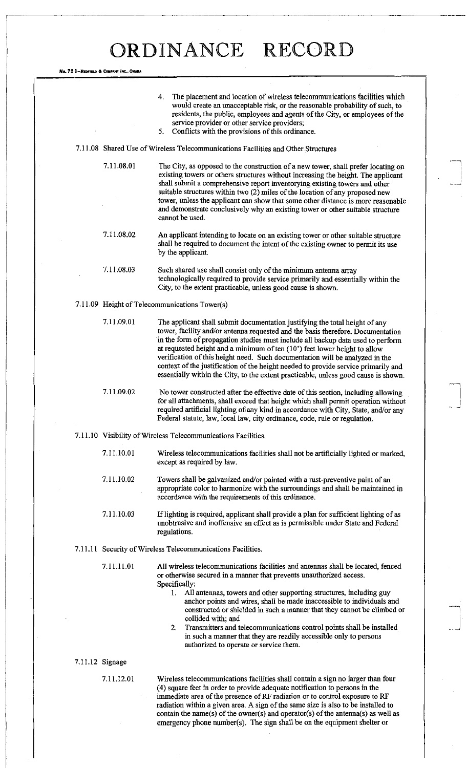4. The placement and location of wireless telecommunications facilities which would create an unacceptable risk, or the reasonable probability of such, to residents, the public, employees and agents of the City, or employees of the service provider or other service providers;
5. Conflicts with the provisions of this ordinance.

7.11.08 Shared Use of Wireless Telecommunications Facilities and Other Structures

7.11.08.01 The City, as opposed to the construction of a new tower, shall prefer locating on existing towers or others structures without increasing the height. The applicant shall submit a comprehensive report inventorying existing towers and other suitable structures within two (2) miles of the location of any proposed new tower, unless the applicant can show that some other distance is more reasonable and demonstrate conclusively why an existing tower or other suitable structure cannot be used.

7.11.08.02 An applicant intending to locate on an existing tower or other suitable structure shall be required to document the intent of the existing owner to permit its use by the applicant.

7.11.08.03 Such shared use shall consist only of the minimum antenna array technologically required to provide service primarily and essentially within the City, to the extent practicable, unless good cause is shown.

7.11.09 Height of Telecommunications Tower(s)

7.11.09.01 The applicant shall submit documentation justifying the total height of any tower, facility and/or antenna requested and the basis therefore. Documentation in the form of propagation studies must include all backup data used to perform at requested height and a minimum of ten (10') feet lower height to allow verification of this height need. Such documentation will be analyzed in the context of the justification of the height needed to provide service primarily and essentially within the City, to the extent practicable, unless good cause is shown.

7.11.09.02 No tower constructed after the effective date of this section, including allowing for all attachments, shall exceed that height which shall permit operation without required artificial lighting of any kind in accordance with City, State, and/or any Federal statute, law, local law, city ordinance, code, rule or regulation.

7.11.10 Visibility of Wireless Telecommunications Facilities.

7.11.10.01 Wireless telecommunications facilities shall not be artificially lighted or marked, except as required by law.

7.11.10.02 Towers shall be galvanized and/or painted with a rust-preventive paint of an appropriate color to harmonize with the surroundings and shall be maintained in accordance with the requirements of this ordinance.

7.11.10.03 If lighting is required, applicant shall provide a plan for sufficient lighting of as unobtrusive and inoffensive an effect as is permissible under State and Federal regulations.

7.11.11 Security of Wireless Telecommunications Facilities.

7.11.11.01 All wireless telecommunications facilities and antennas shall be located, fenced or otherwise secured in a manner that prevents unauthorized access. Specifically:

1. All antennas, towers and other supporting structures, including guy anchor points and wires, shall be made inaccessible to individuals and constructed or shielded in such a manner that they cannot be climbed or collided with; and
2. Transmitters and telecommunications control points shall be installed in such a manner that they are readily accessible only to persons authorized to operate or service them.

7.11.12 Signage

7.11.12.01 Wireless telecommunications facilities shall contain a sign no larger than four (4) square feet in order to provide adequate notification to persons in the immediate area of the presence of RF radiation or to control exposure to RF radiation within a given area. A sign of the same size is also to be installed to contain the name(s) of the owner(s) and operator(s) of the antenna(s) as well as emergency phone number(s). The sign shall be on the equipment shelter or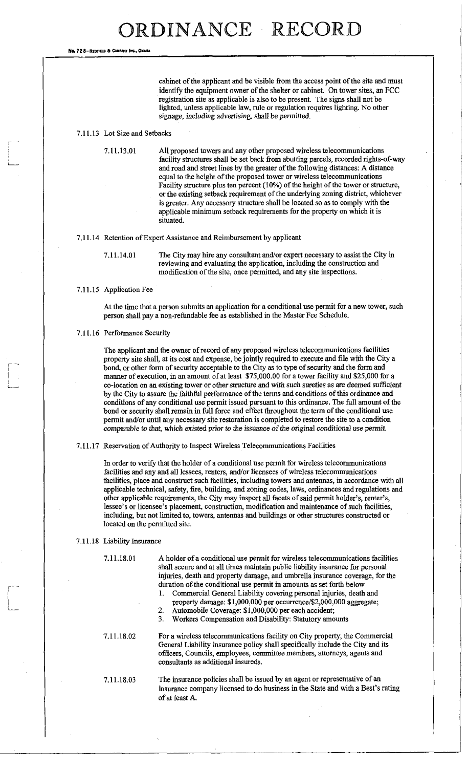cabinet of the applicant and be visible from the access point of the site and must identify the equipment owner of the shelter or cabinet. On tower sites, an FCC registration site as applicable is also to be present. The signs shall not be lighted, unless applicable law, rule or regulation requires lighting. No other signage, including advertising, shall be permitted.

7.11.13 Lot Size and Setbacks

7.11.13.01 All proposed towers and any other proposed wireless telecommunications facility structures shall be set back from abutting parcels, recorded rights-of-way and road and street lines by the greater of the following distances: A distance equal to the height of the proposed tower or wireless telecommunications Facility structure plus ten percent (10%) of the height of the tower or structure, or the existing setback requirement of the underlying zoning district, whichever is greater. Any accessory structure shall be located so as to comply with the applicable minimum setback requirements for the property on which it is situated.

7.11.14 Retention of Expert Assistance and Reimbursement by applicant

7.11.14.01 The City may hire any consultant and/or expert necessary to assist the City in reviewing and evaluating the application, including the construction and modification of the site, once permitted, and any site inspections.

7.11.15 Application Fee

At the time that a person submits an application for a conditional use permit for a new tower, such person shall pay a non-refundable fee as established in the Master Fee Schedule.

7.11.16 Performance Security

The applicant and the owner of record of any proposed wireless telecommunications facilities property site shall, at its cost and expense, be jointly required to execute and file with the City a bond, or other form of security acceptable to the City as to type of security and the form and manner of execution, in an amount of at least $75,000.00 for a tower facility and $25,000 for a co-location on an existing tower or other structure and with such sureties as are deemed sufficient by the City to assure the faithful performance of the terms and conditions of this ordinance and conditions of any conditional use permit issued pursuant to this ordinance. The full amount of the bond or security shall remain in full force and effect throughout the term of the conditional use permit and/or until any necessary site restoration is completed to restore the site to a condition comparable to that, which existed prior to the issuance of the original conditional use permit.

7.11.17 Reservation of Authority to Inspect Wireless Telecommunications Facilities

In order to verify that the holder of a conditional use permit for wireless telecommunications facilities and any and all lessees, renters, and/or licensees of wireless telecommunications facilities, place and construct such facilities, including towers and antennas, in accordance with all applicable technical, safety, fire, building, and zoning codes, laws, ordinances and regulations and other applicable requirements, the City may inspect all facets of said permit holder's, renter's, lessee's or licensee's placement, construction, modification and maintenance of such facilities, including, but not limited to, towers, antennas and buildings or other structures constructed or located on the permitted site.

7.11.18 Liability Insurance

7.11.18.01 A holder of a conditional use permit for wireless telecommunications facilities shall secure and at all times maintain public liability insurance for personal injuries, death and property damage, and umbrella insurance coverage, for the duration of the conditional use permit in amounts as set forth below

1. Commercial General Liability covering personal injuries, death and property damage: $1,000,000 per occurrence/$2,000,000 aggregate;
2. Automobile Coverage: $1,000,000 per each accident;
3. Workers Compensation and Disability: Statutory amounts

7.11.18.02 For a wireless telecommunications facility on City property, the Commercial General Liability insurance policy shall specifically include the City and its officers, Councils, employees, committee members, attorneys, agents and consultants as additional insureds.

7.11.18.03 The insurance policies shall be issued by an agent or representative of an insurance company licensed to do business in the State and with a Best's rating of at least A.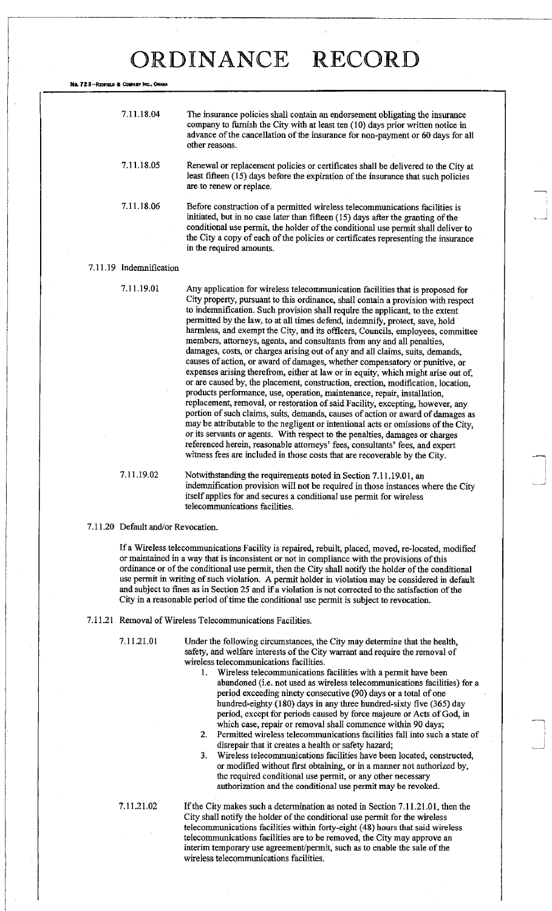7.11.18.04 The insurance policies shall contain an endorsement obligating the insurance company to furnish the City with at least ten (10) days prior written notice in advance of the cancellation of the insurance for non-payment or 60 days for all other reasons.

7.11.18.05 Renewal or replacement policies or certificates shall be delivered to the City at least fifteen (15) days before the expiration of the insurance that such policies are to renew or replace.

7.11.18.06 Before construction of a permitted wireless telecommunications facilities is initiated, but in no case later than fifteen (15) days after the granting of the conditional use permit, the holder of the conditional use permit shall deliver to the City a copy of each of the policies or certificates representing the insurance in the required amounts.

7.11.19 Indemnification

7.11.19.01 Any application for wireless telecommunication facilities that is proposed for City property, pursuant to this ordinance, shall contain a provision with respect to indemnification. Such provision shall require the applicant, to the extent permitted by the law, to at all times defend, indemnify, protect, save, hold harmless, and exempt the City, and its officers, Councils, employees, committee members, attorneys, agents, and consultants from any and all penalties, damages, costs, or charges arising out of any and all claims, suits, demands, causes of action, or award of damages, whether compensatory or punitive, or expenses arising therefrom, either at law or in equity, which might arise out of, or are caused by, the placement, construction, erection, modification, location, products performance, use, operation, maintenance, repair, installation, replacement, removal, or restoration of said Facility, excepting, however, any portion of such claims, suits, demands, causes of action or award of damages as may be attributable to the negligent or intentional acts or omissions of the City, or its servants or agents. With respect to the penalties, damages or charges referenced herein, reasonable attorneys' fees, consultants' fees, and expert witness fees are included in those costs that are recoverable by the City.

7.11.19.02 Notwithstanding the requirements noted in Section 7.11.19.01, an indemnification provision will not be required in those instances where the City itself applies for and secures a conditional use permit for wireless telecommunications facilities.

7.11.20 Default and/or Revocation.

If a Wireless telecommunications Facility is repaired, rebuilt, placed, moved, re-located, modified or maintained in a way that is inconsistent or not in compliance with the provisions of this ordinance or of the conditional use permit, then the City shall notify the holder of the conditional use permit in writing of such violation. A permit holder in violation may be considered in default and subject to fines as in Section 25 and if a violation is not corrected to the satisfaction of the City in a reasonable period of time the conditional use permit is subject to revocation.

7.11.21 Removal of Wireless Telecommunications Facilities.

7.11.21.01 Under the following circumstances, the City may determine that the health, safety, and welfare interests of the City warrant and require the removal of wireless telecommunications facilities.

1. Wireless telecommunications facilities with a permit have been abandoned (i.e. not used as wireless telecommunications facilities) for a period exceeding ninety consecutive (90) days or a total of one hundred-eighty (180) days in any three hundred-sixty five (365) day period, except for periods caused by force majeure or Acts of God, in which case, repair or removal shall commence within 90 days;
2. Permitted wireless telecommunications facilities fall into such a state of disrepair that it creates a health or safety hazard;
3. Wireless telecommunications facilities have been located, constructed, or modified without first obtaining, or in a manner not authorized by, the required conditional use permit, or any other necessary authorization and the conditional use permit may be revoked.

7.11.21.02 If the City makes such a determination as noted in Section 7.11.21.01, then the City shall notify the holder of the conditional use permit for the wireless telecommunications facilities within forty-eight (48) hours that said wireless telecommunications facilities are to be removed, the City may approve an interim temporary use agreement/permit, such as to enable the sale of the wireless telecommunications facilities.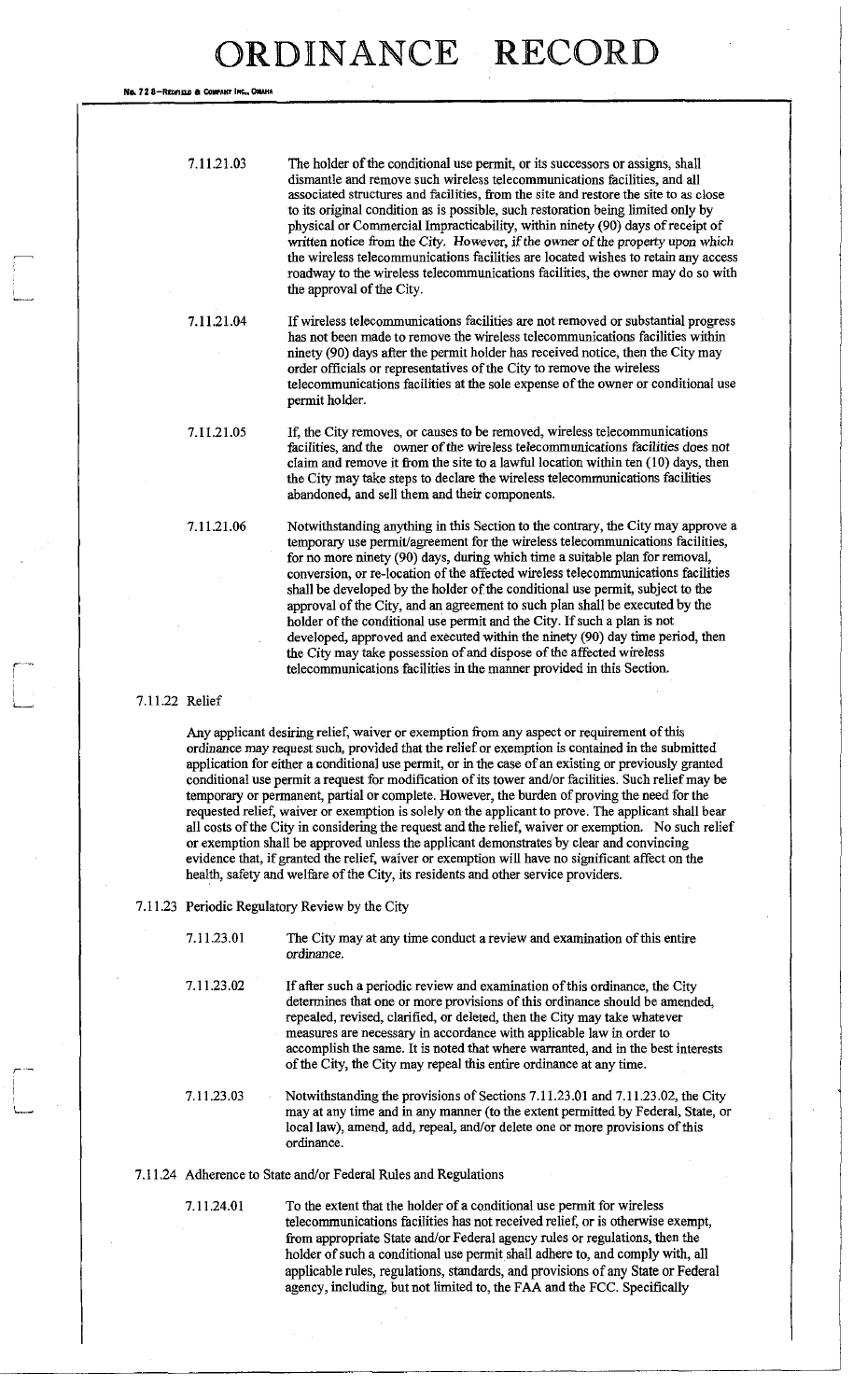7.11.21.03 The holder of the conditional use permit, or its successors or assigns, shall dismantle and remove such wireless telecommunications facilities, and all associated structures and facilities, from the site and restore the site to as close to its original condition as is possible, such restoration being limited only by physical or Commercial Impracticability, within ninety (90) days of receipt of written notice from the City. However, if the owner of the property upon which the wireless telecommunications facilities are located wishes to retain any access roadway to the wireless telecommunications facilities, the owner may do so with the approval of the City.

7.11.21.04 If wireless telecommunications facilities are not removed or substantial progress has not been made to remove the wireless telecommunications facilities within ninety (90) days after the permit holder has received notice, then the City may order officials or representatives of the City to remove the wireless telecommunications facilities at the sole expense of the owner or conditional use permit holder.

7.11.21.05 If, the City removes, or causes to be removed, wireless telecommunications facilities, and the owner of the wireless telecommunications facilities does not claim and remove it from the site to a lawful location within ten (10) days, then the City may take steps to declare the wireless telecommunications facilities abandoned, and sell them and their components.

7.11.21.06 Notwithstanding anything in this Section to the contrary, the City may approve a temporary use permit/agreement for the wireless telecommunications facilities, for no more ninety (90) days, during which time a suitable plan for removal, conversion, or re-location of the affected wireless telecommunications facilities shall be developed by the holder of the conditional use permit, subject to the approval of the City, and an agreement to such plan shall be executed by the holder of the conditional use permit and the City. If such a plan is not developed, approved and executed within the ninety (90) day time period, then the City may take possession of and dispose of the affected wireless telecommunications facilities in the manner provided in this Section.

7.11.22 Relief

Any applicant desiring relief, waiver or exemption from any aspect or requirement of this ordinance may request such, provided that the relief or exemption is contained in the submitted application for either a conditional use permit, or in the case of an existing or previously granted conditional use permit a request for modification of its tower and/or facilities. Such relief may be temporary or permanent, partial or complete. However, the burden of proving the need for the requested relief, waiver or exemption is solely on the applicant to prove. The applicant shall bear all costs of the City in considering the request and the relief, waiver or exemption. No such relief or exemption shall be approved unless the applicant demonstrates by clear and convincing evidence that, if granted the relief, waiver or exemption will have no significant affect on the health, safety and welfare of the City, its residents and other service providers.

7.11.23 Periodic Regulatory Review by the City

7.11.23.01 The City may at any time conduct a review and examination of this entire ordinance.

7.11.23.02 If after such a periodic review and examination of this ordinance, the City determines that one or more provisions of this ordinance should be amended, repealed, revised, clarified, or deleted, then the City may take whatever measures are necessary in accordance with applicable law in order to accomplish the same. It is noted that where warranted, and in the best interests of the City, the City may repeal this entire ordinance at any time.

7.11.23.03 Notwithstanding the provisions of Sections 7.11.23.01 and 7.11.23.02, the City may at any time and in any manner (to the extent permitted by Federal, State, or local law), amend, add, repeal, and/or delete one or more provisions of this ordinance.

7.11.24 Adherence to State and/or Federal Rules and Regulations

7.11.24.01 To the extent that the holder of a conditional use permit for wireless telecommunications facilities has not received relief, or is otherwise exempt, from appropriate State and/or Federal agency rules or regulations, then the holder of such a conditional use permit shall adhere to, and comply with, all applicable rules, regulations, standards, and provisions of any State or Federal agency, including, but not limited to, the FAA and the FCC. Specifically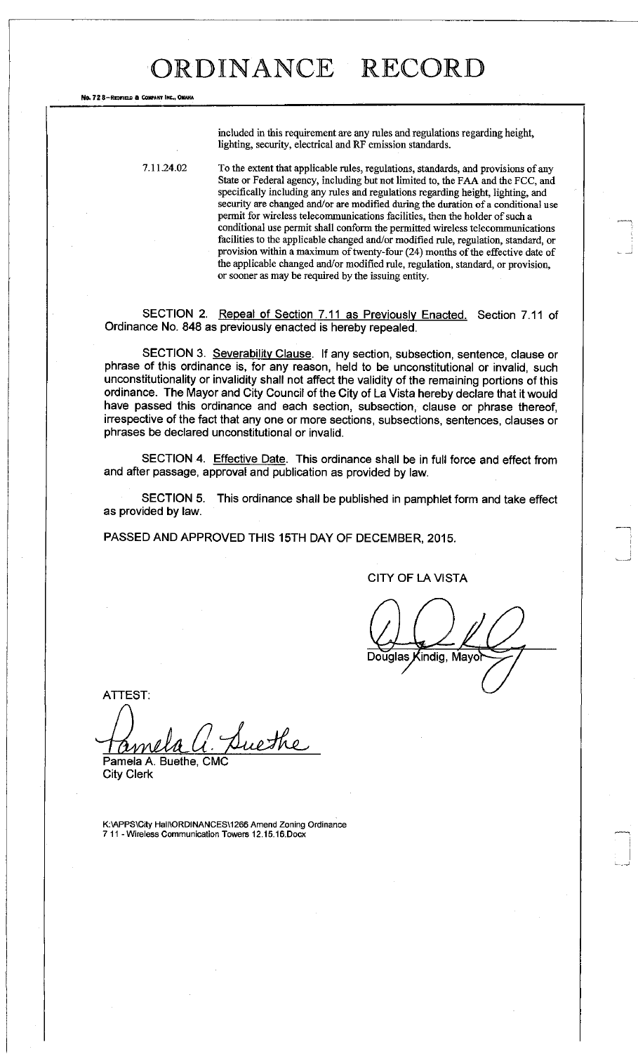included in this requirement are any rules and regulations regarding height, lighting, security, electrical and RF emission standards.

7.11.24.02 To the extent that applicable rules, regulations, standards, and provisions of any State or Federal agency, including but not limited to, the FAA and the FCC, and specifically including any rules and regulations regarding height, lighting, and security are changed and/or are modified during the duration of a conditional use permit for wireless telecommunications facilities, then the holder of such a conditional use permit shall conform the permitted wireless telecommunications facilities to the applicable changed and/or modified rule, regulation, standard, or provision within a maximum of twenty-four (24) months of the effective date of the applicable changed and/or modified rule, regulation, standard, or provision, or sooner as may be required by the issuing entity.

SECTION 2. Repeal of Section 7.11 as Previously Enacted. Section 7.11 of Ordinance No. 848 as previously enacted is hereby repealed.

SECTION 3. Severability Clause. If any section, subsection, sentence, clause or phrase of this ordinance is, for any reason, held to be unconstitutional or invalid, such unconstitutionality or invalidity shall not affect the validity of the remaining portions of this ordinance. The Mayor and City Council of the City of La Vista hereby declare that it would have passed this ordinance and each section, subsection, clause or phrase thereof, irrespective of the fact that any one or more sections, subsections, sentences, clauses or phrases be declared unconstitutional or invalid.

SECTION 4. Effective Date. This ordinance shall be in full force and effect from and after passage, approval and publication as provided by law.

SECTION 5. This ordinance shall be published in pamphlet form and take effect as provided by law.

PASSED AND APPROVED THIS 15TH DAY OF DECEMBER, 2015.

CITY OF LA VISTA

Douglas Kindig, Mayor

ATTEST:

Pamela A. Buethe, CMC
City Clerk

K:\APPS\City Hall\ORDINANCES\1265 Amend Zoning Ordinance 7 11 - Wireless Communication Towers 12.15.16.Docx